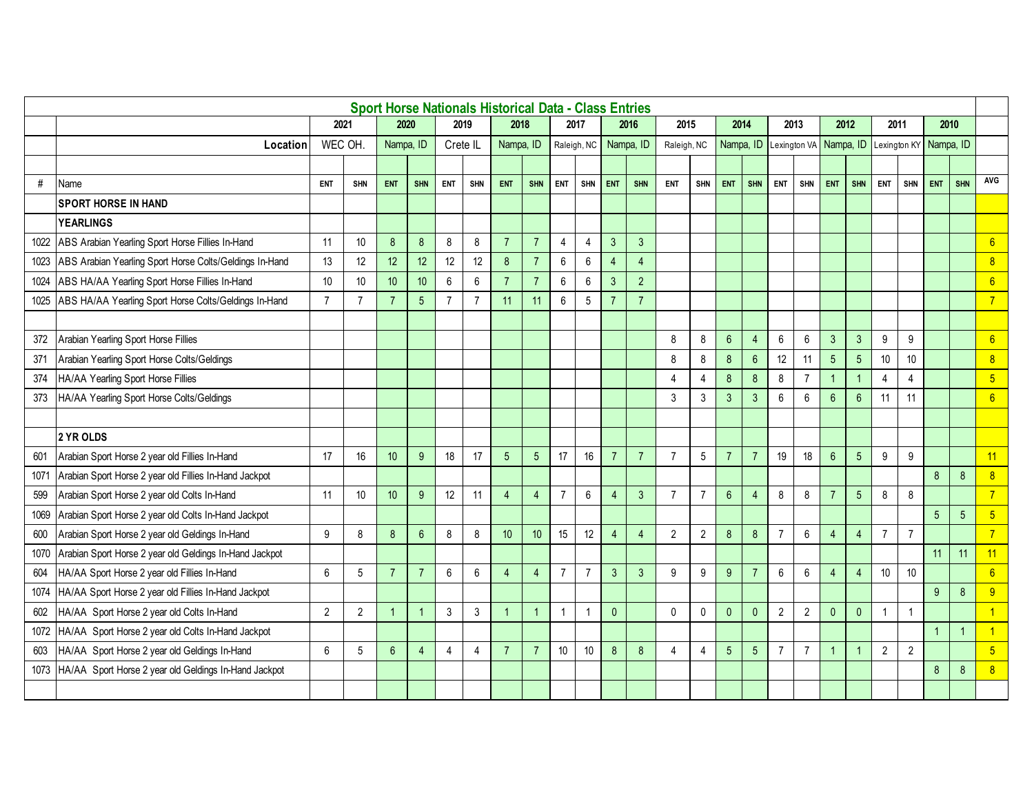# Sport Horse Nationals Historical Data - Class Entries

| # | Name | 2021 | | 2020 | | 2019 | | 2018 | | 2017 | | 2016 | | 2015 | | 2014 | | 2013 | | 2012 | | 2011 | | 2010 | | |
|---|---|---|---|---|---|---|---|---|---|---|---|---|---|---|---|---|---|---|---|---|---|---|---|---|---|---|
| | **Location** | WEC OH. | | Nampa, ID | | Crete IL | | Nampa, ID | | Raleigh, NC | | Nampa, ID | | Raleigh, NC | | Nampa, ID | | Lexington VA | | Nampa, ID | | Lexington KY | | Nampa, ID | | |
| # | Name | ENT | SHN | ENT | SHN | ENT | SHN | ENT | SHN | ENT | SHN | ENT | SHN | ENT | SHN | ENT | SHN | ENT | SHN | ENT | SHN | ENT | SHN | ENT | SHN | AVG |
| | **SPORT HORSE IN HAND** | | | | | | | | | | | | | | | | | | | | | | | | | |
| | **YEARLINGS** | | | | | | | | | | | | | | | | | | | | | | | | | |
| 1022 | ABS Arabian Yearling Sport Horse Fillies In-Hand | 11 | 10 | 8 | 8 | 8 | 8 | 7 | 7 | 4 | 4 | 3 | 3 | | | | | | | | | | | | | 6 |
| 1023 | ABS Arabian Yearling Sport Horse Colts/Geldings In-Hand | 13 | 12 | 12 | 12 | 12 | 12 | 8 | 7 | 6 | 6 | 4 | 4 | | | | | | | | | | | | | 8 |
| 1024 | ABS HA/AA Yearling Sport Horse Fillies In-Hand | 10 | 10 | 10 | 10 | 6 | 6 | 7 | 7 | 6 | 6 | 3 | 2 | | | | | | | | | | | | | 6 |
| 1025 | ABS HA/AA Yearling Sport Horse Colts/Geldings In-Hand | 7 | 7 | 7 | 5 | 7 | 7 | 11 | 11 | 6 | 5 | 7 | 7 | | | | | | | | | | | | | 7 |
| | | | | | | | | | | | | | | | | | | | | | | | | | | |
| 372 | Arabian Yearling Sport Horse Fillies | | | | | | | | | | | | | 8 | 8 | 6 | 4 | 6 | 6 | 3 | 3 | 9 | 9 | | | 6 |
| 371 | Arabian Yearling Sport Horse Colts/Geldings | | | | | | | | | | | | | 8 | 8 | 8 | 6 | 12 | 11 | 5 | 5 | 10 | 10 | | | 8 |
| 374 | HA/AA Yearling Sport Horse Fillies | | | | | | | | | | | | | 4 | 4 | 8 | 8 | 8 | 7 | 1 | 1 | 4 | 4 | | | 5 |
| 373 | HA/AA Yearling Sport Horse Colts/Geldings | | | | | | | | | | | | | 3 | 3 | 3 | 3 | 6 | 6 | 6 | 6 | 11 | 11 | | | 6 |
| | | | | | | | | | | | | | | | | | | | | | | | | | | |
| | **2 YR OLDS** | | | | | | | | | | | | | | | | | | | | | | | | | |
| 601 | Arabian Sport Horse 2 year old Fillies In-Hand | 17 | 16 | 10 | 9 | 18 | 17 | 5 | 5 | 17 | 16 | 7 | 7 | 7 | 5 | 7 | 7 | 19 | 18 | 6 | 5 | 9 | 9 | | | 11 |
| 1071 | Arabian Sport Horse 2 year old Fillies In-Hand Jackpot | | | | | | | | | | | | | | | | | | | | | | | 8 | 8 | 8 |
| 599 | Arabian Sport Horse 2 year old Colts In-Hand | 11 | 10 | 10 | 9 | 12 | 11 | 4 | 4 | 7 | 6 | 4 | 3 | 7 | 7 | 6 | 4 | 8 | 8 | 7 | 5 | 8 | 8 | | | 7 |
| 1069 | Arabian Sport Horse 2 year old Colts In-Hand Jackpot | | | | | | | | | | | | | | | | | | | | | | | 5 | 5 | 5 |
| 600 | Arabian Sport Horse 2 year old Geldings In-Hand | 9 | 8 | 8 | 6 | 8 | 8 | 10 | 10 | 15 | 12 | 4 | 4 | 2 | 2 | 8 | 8 | 7 | 6 | 4 | 4 | 7 | 7 | | | 7 |
| 1070 | Arabian Sport Horse 2 year old Geldings In-Hand Jackpot | | | | | | | | | | | | | | | | | | | | | | | 11 | 11 | 11 |
| 604 | HA/AA Sport Horse 2 year old Fillies In-Hand | 6 | 5 | 7 | 7 | 6 | 6 | 4 | 4 | 7 | 7 | 3 | 3 | 9 | 9 | 9 | 7 | 6 | 6 | 4 | 4 | 10 | 10 | | | 6 |
| 1074 | HA/AA Sport Horse 2 year old Fillies In-Hand Jackpot | | | | | | | | | | | | | | | | | | | | | | | 9 | 8 | 9 |
| 602 | HA/AA Sport Horse 2 year old Colts In-Hand | 2 | 2 | 1 | 1 | 3 | 3 | 1 | 1 | 1 | 1 | 0 | | 0 | 0 | 0 | 0 | 2 | 2 | 0 | 0 | 1 | 1 | | | 1 |
| 1072 | HA/AA Sport Horse 2 year old Colts In-Hand Jackpot | | | | | | | | | | | | | | | | | | | | | | | 1 | 1 | 1 |
| 603 | HA/AA Sport Horse 2 year old Geldings In-Hand | 6 | 5 | 6 | 4 | 4 | 4 | 7 | 7 | 10 | 10 | 8 | 8 | 4 | 4 | 5 | 5 | 7 | 7 | 1 | 1 | 2 | 2 | | | 5 |
| 1073 | HA/AA Sport Horse 2 year old Geldings In-Hand Jackpot | | | | | | | | | | | | | | | | | | | | | | | 8 | 8 | 8 |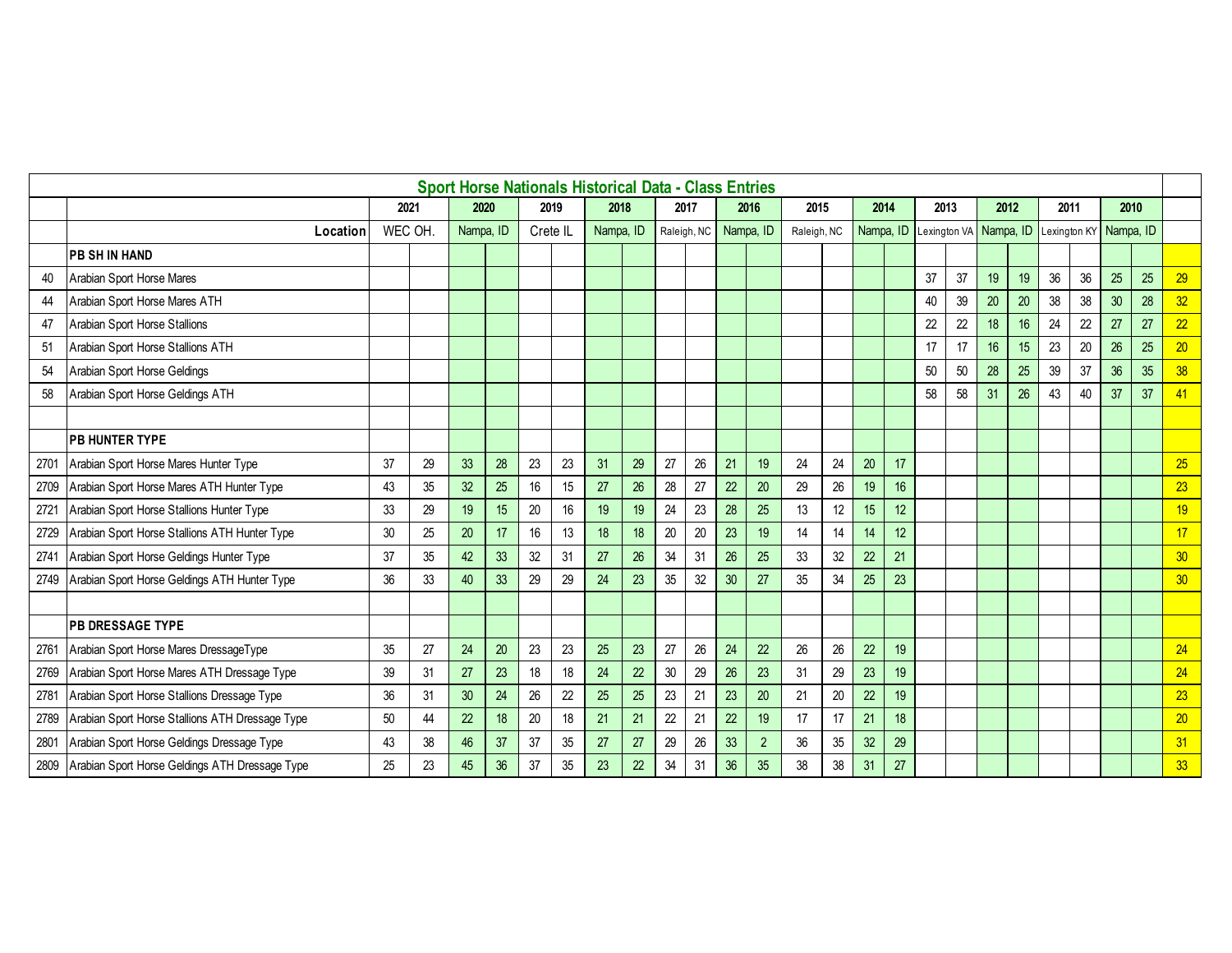| | Sport Horse Nationals Historical Data - Class Entries | | | | | | | | | | | | | | | | | | | | | | | | | | |
|---|---|---|---|---|---|---|---|---|---|---|---|---|---|---|---|---|---|---|---|---|---|---|---|---|---|---|---|
| | | 2021 | | 2020 | | 2019 | | 2018 | | 2017 | | 2016 | | 2015 | | 2014 | | 2013 | | 2012 | | 2011 | | 2010 | | |
| | Location | WEC OH. | | Nampa, ID | | Crete IL | | Nampa, ID | | Raleigh, NC | | Nampa, ID | | Raleigh, NC | | Nampa, ID | | Lexington VA | | Nampa, ID | | Lexington KY | | Nampa, ID | | |
| | **PB SH IN HAND** | | | | | | | | | | | | | | | | | | | | | | | | | |
| 40 | Arabian Sport Horse Mares | | | | | | | | | | | | | | | | | 37 | 37 | 19 | 19 | 36 | 36 | 25 | 25 | 29 |
| 44 | Arabian Sport Horse Mares ATH | | | | | | | | | | | | | | | | | 40 | 39 | 20 | 20 | 38 | 38 | 30 | 28 | 32 |
| 47 | Arabian Sport Horse Stallions | | | | | | | | | | | | | | | | | 22 | 22 | 18 | 16 | 24 | 22 | 27 | 27 | 22 |
| 51 | Arabian Sport Horse Stallions ATH | | | | | | | | | | | | | | | | | 17 | 17 | 16 | 15 | 23 | 20 | 26 | 25 | 20 |
| 54 | Arabian Sport Horse Geldings | | | | | | | | | | | | | | | | | 50 | 50 | 28 | 25 | 39 | 37 | 36 | 35 | 38 |
| 58 | Arabian Sport Horse Geldings ATH | | | | | | | | | | | | | | | | | 58 | 58 | 31 | 26 | 43 | 40 | 37 | 37 | 41 |
| | | | | | | | | | | | | | | | | | | | | | | | | | | |
| | **PB HUNTER TYPE** | | | | | | | | | | | | | | | | | | | | | | | | | |
| 2701 | Arabian Sport Horse Mares Hunter Type | 37 | 29 | 33 | 28 | 23 | 23 | 31 | 29 | 27 | 26 | 21 | 19 | 24 | 24 | 20 | 17 | | | | | | | | | 25 |
| 2709 | Arabian Sport Horse Mares ATH Hunter Type | 43 | 35 | 32 | 25 | 16 | 15 | 27 | 26 | 28 | 27 | 22 | 20 | 29 | 26 | 19 | 16 | | | | | | | | | 23 |
| 2721 | Arabian Sport Horse Stallions Hunter Type | 33 | 29 | 19 | 15 | 20 | 16 | 19 | 19 | 24 | 23 | 28 | 25 | 13 | 12 | 15 | 12 | | | | | | | | | 19 |
| 2729 | Arabian Sport Horse Stallions ATH Hunter Type | 30 | 25 | 20 | 17 | 16 | 13 | 18 | 18 | 20 | 20 | 23 | 19 | 14 | 14 | 14 | 12 | | | | | | | | | 17 |
| 2741 | Arabian Sport Horse Geldings Hunter Type | 37 | 35 | 42 | 33 | 32 | 31 | 27 | 26 | 34 | 31 | 26 | 25 | 33 | 32 | 22 | 21 | | | | | | | | | 30 |
| 2749 | Arabian Sport Horse Geldings ATH Hunter Type | 36 | 33 | 40 | 33 | 29 | 29 | 24 | 23 | 35 | 32 | 30 | 27 | 35 | 34 | 25 | 23 | | | | | | | | | 30 |
| | | | | | | | | | | | | | | | | | | | | | | | | | | |
| | **PB DRESSAGE TYPE** | | | | | | | | | | | | | | | | | | | | | | | | | |
| 2761 | Arabian Sport Horse Mares DressageType | 35 | 27 | 24 | 20 | 23 | 23 | 25 | 23 | 27 | 26 | 24 | 22 | 26 | 26 | 22 | 19 | | | | | | | | | 24 |
| 2769 | Arabian Sport Horse Mares ATH Dressage Type | 39 | 31 | 27 | 23 | 18 | 18 | 24 | 22 | 30 | 29 | 26 | 23 | 31 | 29 | 23 | 19 | | | | | | | | | 24 |
| 2781 | Arabian Sport Horse Stallions Dressage Type | 36 | 31 | 30 | 24 | 26 | 22 | 25 | 25 | 23 | 21 | 23 | 20 | 21 | 20 | 22 | 19 | | | | | | | | | 23 |
| 2789 | Arabian Sport Horse Stallions ATH Dressage Type | 50 | 44 | 22 | 18 | 20 | 18 | 21 | 21 | 22 | 21 | 22 | 19 | 17 | 17 | 21 | 18 | | | | | | | | | 20 |
| 2801 | Arabian Sport Horse Geldings Dressage Type | 43 | 38 | 46 | 37 | 37 | 35 | 27 | 27 | 29 | 26 | 33 | 2 | 36 | 35 | 32 | 29 | | | | | | | | | 31 |
| 2809 | Arabian Sport Horse Geldings ATH Dressage Type | 25 | 23 | 45 | 36 | 37 | 35 | 23 | 22 | 34 | 31 | 36 | 35 | 38 | 38 | 31 | 27 | | | | | | | | | 33 |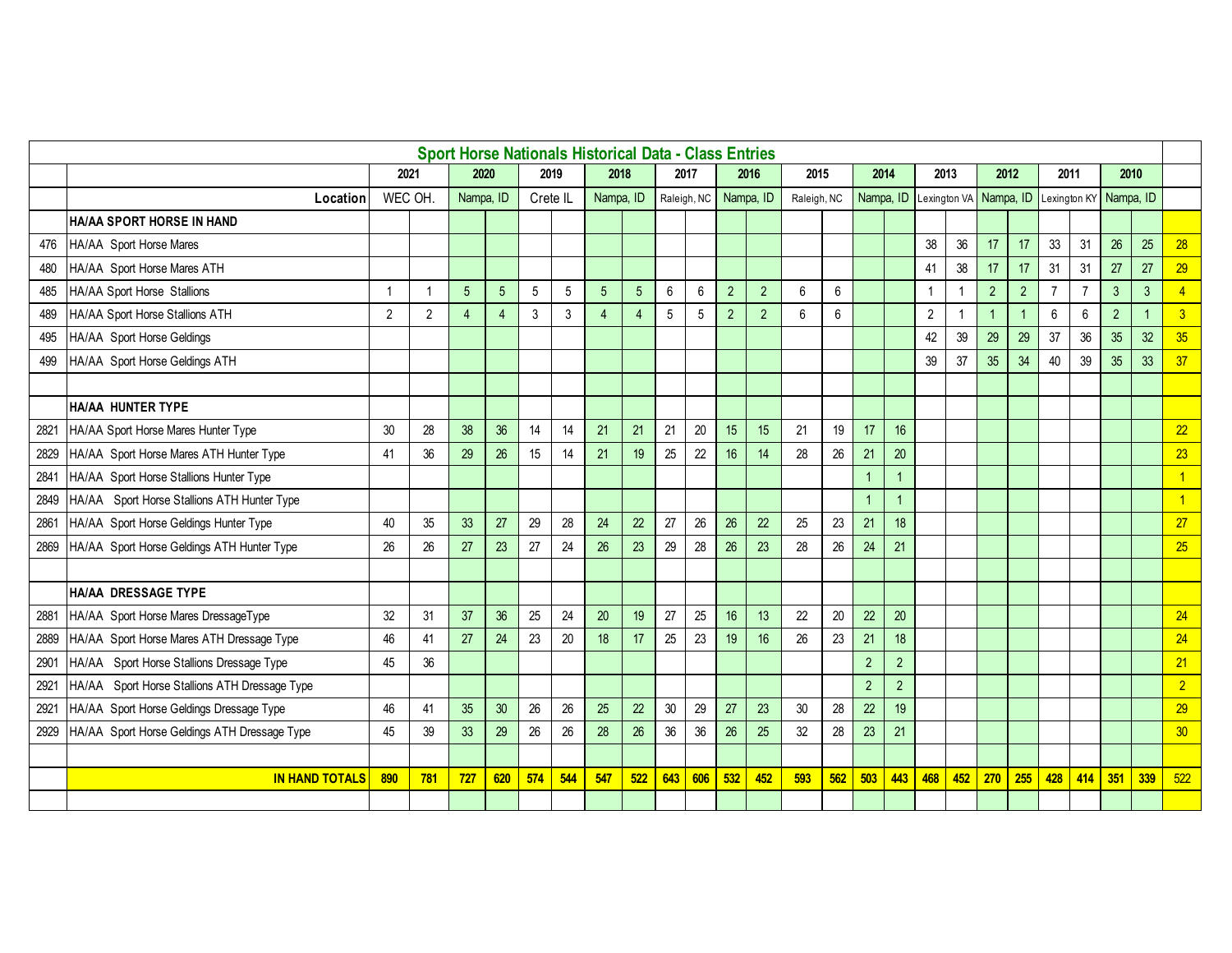| | Sport Horse Nationals Historical Data - Class Entries | | | | | | | | | | | | | | | | | | | | | | | | | | | |
|---|---|---|---|---|---|---|---|---|---|---|---|---|---|---|---|---|---|---|---|---|---|---|---|---|---|---|---|---|
| | | 2021 | | 2020 | | 2019 | | 2018 | | 2017 | | 2016 | | 2015 | | 2014 | | 2013 | | 2012 | | 2011 | | 2010 | | |
| | Location | WEC OH. | | Nampa, ID | | Crete IL | | Nampa, ID | | Raleigh, NC | | Nampa, ID | | Raleigh, NC | | Nampa, ID | | Lexington VA | | Nampa, ID | | Lexington KY | | Nampa, ID | | |
| | **HA/AA SPORT HORSE IN HAND** | | | | | | | | | | | | | | | | | | | | | | | | | | | |
| 476 | HA/AA Sport Horse Mares | | | | | | | | | | | | | | | | | 38 | 36 | 17 | 17 | 33 | 31 | 26 | 25 | 28 |
| 480 | HA/AA Sport Horse Mares ATH | | | | | | | | | | | | | | | | | 41 | 38 | 17 | 17 | 31 | 31 | 27 | 27 | 29 |
| 485 | HA/AA Sport Horse Stallions | 1 | 1 | 5 | 5 | 5 | 5 | 5 | 5 | 6 | 6 | 2 | 2 | 6 | 6 | | | 1 | 1 | 2 | 2 | 7 | 7 | 3 | 3 | 4 |
| 489 | HA/AA Sport Horse Stallions ATH | 2 | 2 | 4 | 4 | 3 | 3 | 4 | 4 | 5 | 5 | 2 | 2 | 6 | 6 | | | 2 | 1 | 1 | 1 | 6 | 6 | 2 | 1 | 3 |
| 495 | HA/AA Sport Horse Geldings | | | | | | | | | | | | | | | | | 42 | 39 | 29 | 29 | 37 | 36 | 35 | 32 | 35 |
| 499 | HA/AA Sport Horse Geldings ATH | | | | | | | | | | | | | | | | | 39 | 37 | 35 | 34 | 40 | 39 | 35 | 33 | 37 |
| | | | | | | | | | | | | | | | | | | | | | | | | | | |
| | **HA/AA HUNTER TYPE** | | | | | | | | | | | | | | | | | | | | | | | | | |
| 2821 | HA/AA Sport Horse Mares Hunter Type | 30 | 28 | 38 | 36 | 14 | 14 | 21 | 21 | 21 | 20 | 15 | 15 | 21 | 19 | 17 | 16 | | | | | | | | | 22 |
| 2829 | HA/AA Sport Horse Mares ATH Hunter Type | 41 | 36 | 29 | 26 | 15 | 14 | 21 | 19 | 25 | 22 | 16 | 14 | 28 | 26 | 21 | 20 | | | | | | | | | 23 |
| 2841 | HA/AA Sport Horse Stallions Hunter Type | | | | | | | | | | | | | | | 1 | 1 | | | | | | | | | 1 |
| 2849 | HA/AA Sport Horse Stallions ATH Hunter Type | | | | | | | | | | | | | | | 1 | 1 | | | | | | | | | 1 |
| 2861 | HA/AA Sport Horse Geldings Hunter Type | 40 | 35 | 33 | 27 | 29 | 28 | 24 | 22 | 27 | 26 | 26 | 22 | 25 | 23 | 21 | 18 | | | | | | | | | 27 |
| 2869 | HA/AA Sport Horse Geldings ATH Hunter Type | 26 | 26 | 27 | 23 | 27 | 24 | 26 | 23 | 29 | 28 | 26 | 23 | 28 | 26 | 24 | 21 | | | | | | | | | 25 |
| | | | | | | | | | | | | | | | | | | | | | | | | | | |
| | **HA/AA DRESSAGE TYPE** | | | | | | | | | | | | | | | | | | | | | | | | | |
| 2881 | HA/AA Sport Horse Mares DressageType | 32 | 31 | 37 | 36 | 25 | 24 | 20 | 19 | 27 | 25 | 16 | 13 | 22 | 20 | 22 | 20 | | | | | | | | | 24 |
| 2889 | HA/AA Sport Horse Mares ATH Dressage Type | 46 | 41 | 27 | 24 | 23 | 20 | 18 | 17 | 25 | 23 | 19 | 16 | 26 | 23 | 21 | 18 | | | | | | | | | 24 |
| 2901 | HA/AA Sport Horse Stallions Dressage Type | 45 | 36 | | | | | | | | | | | | | 2 | 2 | | | | | | | | | 21 |
| 2921 | HA/AA Sport Horse Stallions ATH Dressage Type | | | | | | | | | | | | | | | 2 | 2 | | | | | | | | | 2 |
| 2921 | HA/AA Sport Horse Geldings Dressage Type | 46 | 41 | 35 | 30 | 26 | 26 | 25 | 22 | 30 | 29 | 27 | 23 | 30 | 28 | 22 | 19 | | | | | | | | | 29 |
| 2929 | HA/AA Sport Horse Geldings ATH Dressage Type | 45 | 39 | 33 | 29 | 26 | 26 | 28 | 26 | 36 | 36 | 26 | 25 | 32 | 28 | 23 | 21 | | | | | | | | | 30 |
| | | | | | | | | | | | | | | | | | | | | | | | | | | |
| | **IN HAND TOTALS** | **890** | **781** | **727** | **620** | **574** | **544** | **547** | **522** | **643** | **606** | **532** | **452** | **593** | **562** | **503** | **443** | **468** | **452** | **270** | **255** | **428** | **414** | **351** | **339** | 522 |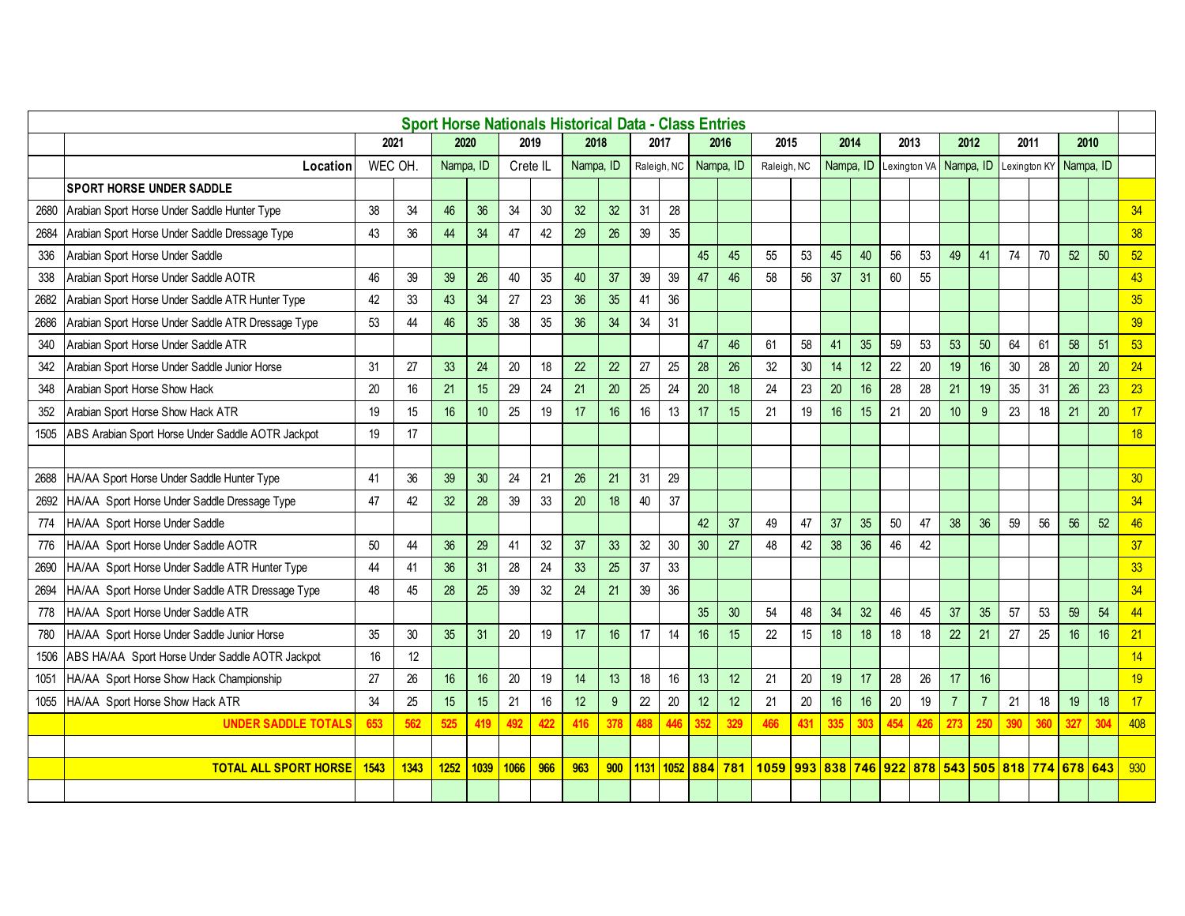| | Sport Horse Nationals Historical Data - Class Entries | | | | | | | | | | | | | | | | | | | | | | | | | | |
|---|---|---|---|---|---|---|---|---|---|---|---|---|---|---|---|---|---|---|---|---|---|---|---|---|---|---|---|
| | | 2021 | | 2020 | | 2019 | | 2018 | | 2017 | | 2016 | | 2015 | | 2014 | | 2013 | | 2012 | | 2011 | | 2010 | | |
| | Location | WEC OH. | | Nampa, ID | | Crete IL | | Nampa, ID | | Raleigh, NC | | Nampa, ID | | Raleigh, NC | | Nampa, ID | | Lexington VA | | Nampa, ID | | Lexington KY | | Nampa, ID | | |
| | **SPORT HORSE UNDER SADDLE** | | | | | | | | | | | | | | | | | | | | | | | | | | |
| 2680 | Arabian Sport Horse Under Saddle Hunter Type | 38 | 34 | 46 | 36 | 34 | 30 | 32 | 32 | 31 | 28 | | | | | | | | | | | | | | | | 34 |
| 2684 | Arabian Sport Horse Under Saddle Dressage Type | 43 | 36 | 44 | 34 | 47 | 42 | 29 | 26 | 39 | 35 | | | | | | | | | | | | | | | | 38 |
| 336 | Arabian Sport Horse Under Saddle | | | | | | | | | | | 45 | 45 | 55 | 53 | 45 | 40 | 56 | 53 | 49 | 41 | 74 | 70 | 52 | 50 | 52 |
| 338 | Arabian Sport Horse Under Saddle AOTR | 46 | 39 | 39 | 26 | 40 | 35 | 40 | 37 | 39 | 39 | 47 | 46 | 58 | 56 | 37 | 31 | 60 | 55 | | | | | | | 43 |
| 2682 | Arabian Sport Horse Under Saddle ATR Hunter Type | 42 | 33 | 43 | 34 | 27 | 23 | 36 | 35 | 41 | 36 | | | | | | | | | | | | | | | | 35 |
| 2686 | Arabian Sport Horse Under Saddle ATR Dressage Type | 53 | 44 | 46 | 35 | 38 | 35 | 36 | 34 | 34 | 31 | | | | | | | | | | | | | | | | 39 |
| 340 | Arabian Sport Horse Under Saddle ATR | | | | | | | | | | | 47 | 46 | 61 | 58 | 41 | 35 | 59 | 53 | 53 | 50 | 64 | 61 | 58 | 51 | 53 |
| 342 | Arabian Sport Horse Under Saddle Junior Horse | 31 | 27 | 33 | 24 | 20 | 18 | 22 | 22 | 27 | 25 | 28 | 26 | 32 | 30 | 14 | 12 | 22 | 20 | 19 | 16 | 30 | 28 | 20 | 20 | 24 |
| 348 | Arabian Sport Horse Show Hack | 20 | 16 | 21 | 15 | 29 | 24 | 21 | 20 | 25 | 24 | 20 | 18 | 24 | 23 | 20 | 16 | 28 | 28 | 21 | 19 | 35 | 31 | 26 | 23 | 23 |
| 352 | Arabian Sport Horse Show Hack ATR | 19 | 15 | 16 | 10 | 25 | 19 | 17 | 16 | 16 | 13 | 17 | 15 | 21 | 19 | 16 | 15 | 21 | 20 | 10 | 9 | 23 | 18 | 21 | 20 | 17 |
| 1505 | ABS Arabian Sport Horse Under Saddle AOTR Jackpot | 19 | 17 | | | | | | | | | | | | | | | | | | | | | | | 18 |
| | | | | | | | | | | | | | | | | | | | | | | | | | | |
| 2688 | HA/AA Sport Horse Under Saddle Hunter Type | 41 | 36 | 39 | 30 | 24 | 21 | 26 | 21 | 31 | 29 | | | | | | | | | | | | | | | 30 |
| 2692 | HA/AA Sport Horse Under Saddle Dressage Type | 47 | 42 | 32 | 28 | 39 | 33 | 20 | 18 | 40 | 37 | | | | | | | | | | | | | | | 34 |
| 774 | HA/AA Sport Horse Under Saddle | | | | | | | | | | | 42 | 37 | 49 | 47 | 37 | 35 | 50 | 47 | 38 | 36 | 59 | 56 | 56 | 52 | 46 |
| 776 | HA/AA Sport Horse Under Saddle AOTR | 50 | 44 | 36 | 29 | 41 | 32 | 37 | 33 | 32 | 30 | 30 | 27 | 48 | 42 | 38 | 36 | 46 | 42 | | | | | | | 37 |
| 2690 | HA/AA Sport Horse Under Saddle ATR Hunter Type | 44 | 41 | 36 | 31 | 28 | 24 | 33 | 25 | 37 | 33 | | | | | | | | | | | | | | | 33 |
| 2694 | HA/AA Sport Horse Under Saddle ATR Dressage Type | 48 | 45 | 28 | 25 | 39 | 32 | 24 | 21 | 39 | 36 | | | | | | | | | | | | | | | 34 |
| 778 | HA/AA Sport Horse Under Saddle ATR | | | | | | | | | | | 35 | 30 | 54 | 48 | 34 | 32 | 46 | 45 | 37 | 35 | 57 | 53 | 59 | 54 | 44 |
| 780 | HA/AA Sport Horse Under Saddle Junior Horse | 35 | 30 | 35 | 31 | 20 | 19 | 17 | 16 | 17 | 14 | 16 | 15 | 22 | 15 | 18 | 18 | 18 | 18 | 22 | 21 | 27 | 25 | 16 | 16 | 21 |
| 1506 | ABS HA/AA Sport Horse Under Saddle AOTR Jackpot | 16 | 12 | | | | | | | | | | | | | | | | | | | | | | | 14 |
| 1051 | HA/AA Sport Horse Show Hack Championship | 27 | 26 | 16 | 16 | 20 | 19 | 14 | 13 | 18 | 16 | 13 | 12 | 21 | 20 | 19 | 17 | 28 | 26 | 17 | 16 | | | | | 19 |
| 1055 | HA/AA Sport Horse Show Hack ATR | 34 | 25 | 15 | 15 | 21 | 16 | 12 | 9 | 22 | 20 | 12 | 12 | 21 | 20 | 16 | 16 | 20 | 19 | 7 | 7 | 21 | 18 | 19 | 18 | 17 |
| | **UNDER SADDLE TOTALS** | **653** | **562** | **525** | **419** | **492** | **422** | **416** | **378** | **488** | **446** | **352** | **329** | **466** | **431** | **335** | **303** | **454** | **426** | **273** | **250** | **390** | **360** | **327** | **304** | 408 |
| | | | | | | | | | | | | | | | | | | | | | | | | | | |
| | **TOTAL ALL SPORT HORSE** | **1543** | **1343** | **1252** | **1039** | **1066** | **966** | **963** | **900** | **1131** | **1052** | **884** | **781** | **1059** | **993** | **838** | **746** | **922** | **878** | **543** | **505** | **818** | **774** | **678** | **643** | 930 |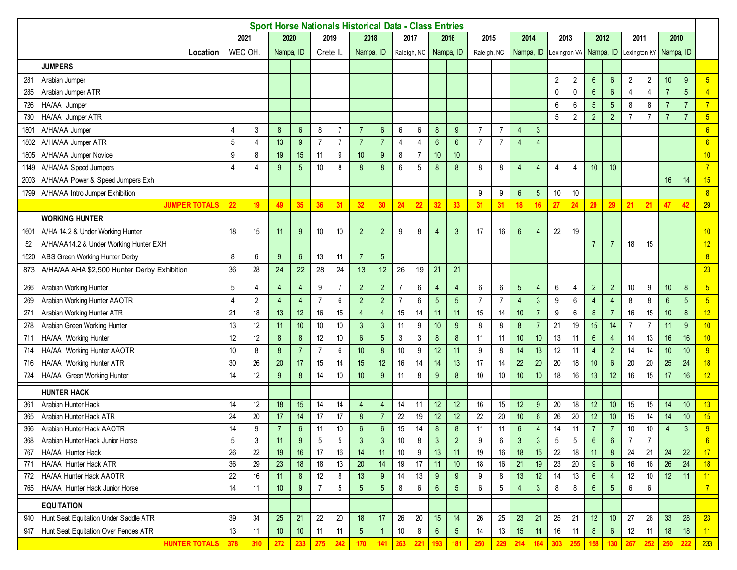## Sport Horse Nationals Historical Data - Class Entries

| | | 2021 | | 2020 | | 2019 | | 2018 | | 2017 | | 2016 | | 2015 | | 2014 | | 2013 | | 2012 | | 2011 | | 2010 | | |
|---|---|---|---|---|---|---|---|---|---|---|---|---|---|---|---|---|---|---|---|---|---|---|---|---|---|---|
| | **Location** | WEC OH. | | Nampa, ID | | Crete IL | | Nampa, ID | | Raleigh, NC | | Nampa, ID | | Raleigh, NC | | Nampa, ID | | Lexington VA | | Nampa, ID | | Lexington KY | | Nampa, ID | | |
| | **JUMPERS** | | | | | | | | | | | | | | | | | | | | | | | | | |
| 281 | Arabian Jumper | | | | | | | | | | | | | | | | | 2 | 2 | 6 | 6 | 2 | 2 | 10 | 9 | 5 |
| 285 | Arabian Jumper ATR | | | | | | | | | | | | | | | | | 0 | 0 | 6 | 6 | 4 | 4 | 7 | 5 | 4 |
| 726 | HA/AA Jumper | | | | | | | | | | | | | | | | | 6 | 6 | 5 | 5 | 8 | 8 | 7 | 7 | 7 |
| 730 | HA/AA Jumper ATR | | | | | | | | | | | | | | | | | 5 | 2 | 2 | 2 | 7 | 7 | 7 | 7 | 5 |
| 1801 | A/HA/AA Jumper | 4 | 3 | 8 | 6 | 8 | 7 | 7 | 6 | 6 | 6 | 8 | 9 | 7 | 7 | 4 | 3 | | | | | | | | | 6 |
| 1802 | A/HA/AA Jumper ATR | 5 | 4 | 13 | 9 | 7 | 7 | 7 | 7 | 4 | 4 | 6 | 6 | 7 | 7 | 4 | 4 | | | | | | | | | 6 |
| 1805 | A/HA/AA Jumper Novice | 9 | 8 | 19 | 15 | 11 | 9 | 10 | 9 | 8 | 7 | 10 | 10 | | | | | | | | | | | | | 10 |
| 1149 | A/HA/AA Speed Jumpers | 4 | 4 | 9 | 5 | 10 | 8 | 8 | 8 | 6 | 5 | 8 | 8 | 8 | 8 | 4 | 4 | 4 | 4 | 10 | 10 | | | | | 7 |
| 2003 | A/HA/AA Power & Speed Jumpers Exh | | | | | | | | | | | | | | | | | | | | | | | 16 | 14 | 15 |
| 1799 | A/HA/AA Intro Jumper Exhibition | | | | | | | | | | | | | 9 | 9 | 6 | 5 | 10 | 10 | | | | | | | 8 |
| | **JUMPER TOTALS** | **22** | **19** | **49** | **35** | **36** | **31** | **32** | **30** | **24** | **22** | **32** | **33** | **31** | **31** | **18** | **16** | **27** | **24** | **29** | **29** | **21** | **21** | **47** | **42** | 29 |
| | **WORKING HUNTER** | | | | | | | | | | | | | | | | | | | | | | | | | |
| 1601 | A/HA 14.2 & Under Working Hunter | 18 | 15 | 11 | 9 | 10 | 10 | 2 | 2 | 9 | 8 | 4 | 3 | 17 | 16 | 6 | 4 | 22 | 19 | | | | | | | 10 |
| 52 | A/HA/AA14.2 & Under Working Hunter EXH | | | | | | | | | | | | | | | | | | | 7 | 7 | 18 | 15 | | | 12 |
| 1520 | ABS Green Working Hunter Derby | 8 | 6 | 9 | 6 | 13 | 11 | 7 | 5 | | | | | | | | | | | | | | | | | 8 |
| 873 | A/HA/AA AHA $2,500 Hunter Derby Exhibition | 36 | 28 | 24 | 22 | 28 | 24 | 13 | 12 | 26 | 19 | 21 | 21 | | | | | | | | | | | | | 23 |
| 266 | Arabian Working Hunter | 5 | 4 | 4 | 4 | 9 | 7 | 2 | 2 | 7 | 6 | 4 | 4 | 6 | 6 | 5 | 4 | 6 | 4 | 2 | 2 | 10 | 9 | 10 | 8 | 5 |
| 269 | Arabian Working Hunter AAOTR | 4 | 2 | 4 | 4 | 7 | 6 | 2 | 2 | 7 | 6 | 5 | 5 | 7 | 7 | 4 | 3 | 9 | 6 | 4 | 4 | 8 | 8 | 6 | 5 | 5 |
| 271 | Arabian Working Hunter ATR | 21 | 18 | 13 | 12 | 16 | 15 | 4 | 4 | 15 | 14 | 11 | 11 | 15 | 14 | 10 | 7 | 9 | 6 | 8 | 7 | 16 | 15 | 10 | 8 | 12 |
| 278 | Arabian Green Working Hunter | 13 | 12 | 11 | 10 | 10 | 10 | 3 | 3 | 11 | 9 | 10 | 9 | 8 | 8 | 8 | 7 | 21 | 19 | 15 | 14 | 7 | 7 | 11 | 9 | 10 |
| 711 | HA/AA Working Hunter | 12 | 12 | 8 | 8 | 12 | 10 | 6 | 5 | 3 | 3 | 8 | 8 | 11 | 11 | 10 | 10 | 13 | 11 | 6 | 4 | 14 | 13 | 16 | 16 | 10 |
| 714 | HA/AA Working Hunter AAOTR | 10 | 8 | 8 | 7 | 7 | 6 | 10 | 8 | 10 | 9 | 12 | 11 | 9 | 8 | 14 | 13 | 12 | 11 | 4 | 2 | 14 | 14 | 10 | 10 | 9 |
| 716 | HA/AA Working Hunter ATR | 30 | 26 | 20 | 17 | 15 | 14 | 15 | 12 | 16 | 14 | 14 | 13 | 17 | 14 | 22 | 20 | 20 | 18 | 10 | 6 | 20 | 20 | 25 | 24 | 18 |
| 724 | HA/AA Green Working Hunter | 14 | 12 | 9 | 8 | 14 | 10 | 10 | 9 | 11 | 8 | 9 | 8 | 10 | 10 | 10 | 10 | 18 | 16 | 13 | 12 | 16 | 15 | 17 | 16 | 12 |
| | **HUNTER HACK** | | | | | | | | | | | | | | | | | | | | | | | | | |
| 361 | Arabian Hunter Hack | 14 | 12 | 18 | 15 | 14 | 14 | 4 | 4 | 14 | 11 | 12 | 12 | 16 | 15 | 12 | 9 | 20 | 18 | 12 | 10 | 15 | 15 | 14 | 10 | 13 |
| 365 | Arabian Hunter Hack ATR | 24 | 20 | 17 | 14 | 17 | 17 | 8 | 7 | 22 | 19 | 12 | 12 | 22 | 20 | 10 | 6 | 26 | 20 | 12 | 10 | 15 | 14 | 14 | 10 | 15 |
| 366 | Arabian Hunter Hack AAOTR | 14 | 9 | 7 | 6 | 11 | 10 | 6 | 6 | 15 | 14 | 8 | 8 | 11 | 11 | 6 | 4 | 14 | 11 | 7 | 7 | 10 | 10 | 4 | 3 | 9 |
| 368 | Arabian Hunter Hack Junior Horse | 5 | 3 | 11 | 9 | 5 | 5 | 3 | 3 | 10 | 8 | 3 | 2 | 9 | 6 | 3 | 3 | 5 | 5 | 6 | 6 | 7 | 7 | | | 6 |
| 767 | HA/AA Hunter Hack | 26 | 22 | 19 | 16 | 17 | 16 | 14 | 11 | 10 | 9 | 13 | 11 | 19 | 16 | 18 | 15 | 22 | 18 | 11 | 8 | 24 | 21 | 24 | 22 | 17 |
| 771 | HA/AA Hunter Hack ATR | 36 | 29 | 23 | 18 | 18 | 13 | 20 | 14 | 19 | 17 | 11 | 10 | 18 | 16 | 21 | 19 | 23 | 20 | 9 | 6 | 16 | 16 | 26 | 24 | 18 |
| 772 | HA/AA Hunter Hack AAOTR | 22 | 16 | 11 | 8 | 12 | 8 | 13 | 9 | 14 | 13 | 9 | 9 | 9 | 8 | 13 | 12 | 14 | 13 | 6 | 4 | 12 | 10 | 12 | 11 | 11 |
| 765 | HA/AA Hunter Hack Junior Horse | 14 | 11 | 10 | 9 | 7 | 5 | 5 | 5 | 8 | 6 | 6 | 5 | 6 | 5 | 4 | 3 | 8 | 8 | 6 | 5 | 6 | 6 | | | 7 |
| | **EQUITATION** | | | | | | | | | | | | | | | | | | | | | | | | | |
| 940 | Hunt Seat Equitation Under Saddle ATR | 39 | 34 | 25 | 21 | 22 | 20 | 18 | 17 | 26 | 20 | 15 | 14 | 26 | 25 | 23 | 21 | 25 | 21 | 12 | 10 | 27 | 26 | 33 | 28 | 23 |
| 947 | Hunt Seat Equitation Over Fences ATR | 13 | 11 | 10 | 10 | 11 | 11 | 5 | 1 | 10 | 8 | 6 | 5 | 14 | 13 | 15 | 14 | 16 | 11 | 8 | 6 | 12 | 11 | 18 | 18 | 11 |
| | **HUNTER TOTALS** | **378** | **310** | **272** | **233** | **275** | **242** | **170** | **141** | **263** | **221** | **193** | **181** | **250** | **229** | **214** | **184** | **303** | **255** | **158** | **130** | **267** | **252** | **250** | **222** | 233 |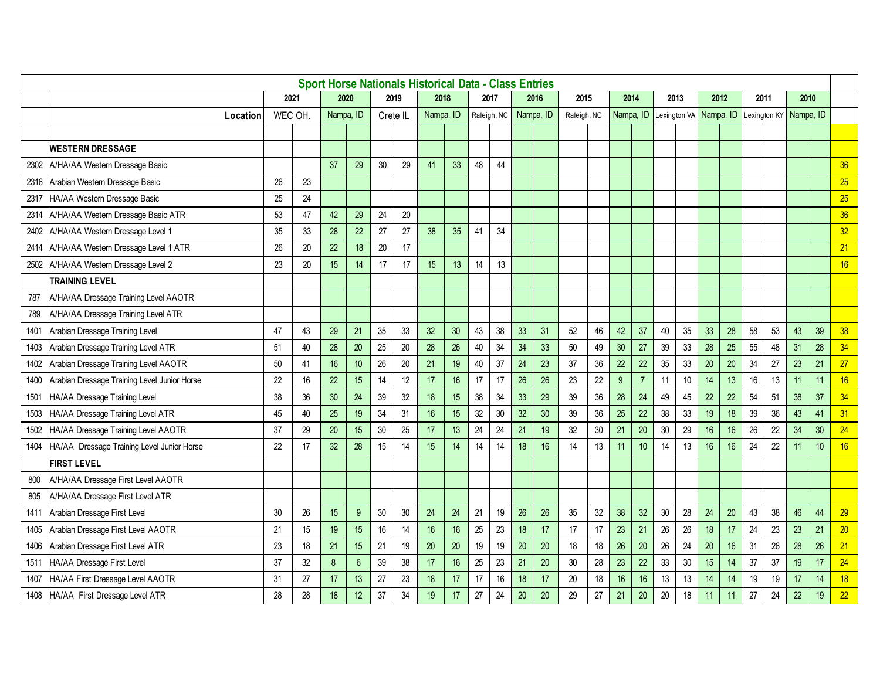| | Sport Horse Nationals Historical Data - Class Entries | | | | | | | | | | | | | | | | | | | | | | | | | | |
|---|---|---|---|---|---|---|---|---|---|---|---|---|---|---|---|---|---|---|---|---|---|---|---|---|---|---|---|
| | | 2021 | | 2020 | | 2019 | | 2018 | | 2017 | | 2016 | | 2015 | | 2014 | | 2013 | | 2012 | | 2011 | | 2010 | | |
| | Location | WEC OH. | | Nampa, ID | | Crete IL | | Nampa, ID | | Raleigh, NC | | Nampa, ID | | Raleigh, NC | | Nampa, ID | | Lexington VA | | Nampa, ID | | Lexington KY | | Nampa, ID | | |
| | | | | | | | | | | | | | | | | | | | | | | | | | | |
| | **WESTERN DRESSAGE** | | | | | | | | | | | | | | | | | | | | | | | | | |
| 2302 | A/HA/AA Western Dressage Basic | | | 37 | 29 | 30 | 29 | 41 | 33 | 48 | 44 | | | | | | | | | | | | | | | 36 |
| 2316 | Arabian Western Dressage Basic | 26 | 23 | | | | | | | | | | | | | | | | | | | | | | | 25 |
| 2317 | HA/AA Western Dressage Basic | 25 | 24 | | | | | | | | | | | | | | | | | | | | | | | 25 |
| 2314 | A/HA/AA Western Dressage Basic ATR | 53 | 47 | 42 | 29 | 24 | 20 | | | | | | | | | | | | | | | | | | | 36 |
| 2402 | A/HA/AA Western Dressage Level 1 | 35 | 33 | 28 | 22 | 27 | 27 | 38 | 35 | 41 | 34 | | | | | | | | | | | | | | | 32 |
| 2414 | A/HA/AA Western Dressage Level 1 ATR | 26 | 20 | 22 | 18 | 20 | 17 | | | | | | | | | | | | | | | | | | | 21 |
| 2502 | A/HA/AA Western Dressage Level 2 | 23 | 20 | 15 | 14 | 17 | 17 | 15 | 13 | 14 | 13 | | | | | | | | | | | | | | | 16 |
| | **TRAINING LEVEL** | | | | | | | | | | | | | | | | | | | | | | | | | |
| 787 | A/HA/AA Dressage Training Level AAOTR | | | | | | | | | | | | | | | | | | | | | | | | | |
| 789 | A/HA/AA Dressage Training Level ATR | | | | | | | | | | | | | | | | | | | | | | | | | |
| 1401 | Arabian Dressage Training Level | 47 | 43 | 29 | 21 | 35 | 33 | 32 | 30 | 43 | 38 | 33 | 31 | 52 | 46 | 42 | 37 | 40 | 35 | 33 | 28 | 58 | 53 | 43 | 39 | 38 |
| 1403 | Arabian Dressage Training Level ATR | 51 | 40 | 28 | 20 | 25 | 20 | 28 | 26 | 40 | 34 | 34 | 33 | 50 | 49 | 30 | 27 | 39 | 33 | 28 | 25 | 55 | 48 | 31 | 28 | 34 |
| 1402 | Arabian Dressage Training Level AAOTR | 50 | 41 | 16 | 10 | 26 | 20 | 21 | 19 | 40 | 37 | 24 | 23 | 37 | 36 | 22 | 22 | 35 | 33 | 20 | 20 | 34 | 27 | 23 | 21 | 27 |
| 1400 | Arabian Dressage Training Level Junior Horse | 22 | 16 | 22 | 15 | 14 | 12 | 17 | 16 | 17 | 17 | 26 | 26 | 23 | 22 | 9 | 7 | 11 | 10 | 14 | 13 | 16 | 13 | 11 | 11 | 16 |
| 1501 | HA/AA Dressage Training Level | 38 | 36 | 30 | 24 | 39 | 32 | 18 | 15 | 38 | 34 | 33 | 29 | 39 | 36 | 28 | 24 | 49 | 45 | 22 | 22 | 54 | 51 | 38 | 37 | 34 |
| 1503 | HA/AA Dressage Training Level ATR | 45 | 40 | 25 | 19 | 34 | 31 | 16 | 15 | 32 | 30 | 32 | 30 | 39 | 36 | 25 | 22 | 38 | 33 | 19 | 18 | 39 | 36 | 43 | 41 | 31 |
| 1502 | HA/AA Dressage Training Level AAOTR | 37 | 29 | 20 | 15 | 30 | 25 | 17 | 13 | 24 | 24 | 21 | 19 | 32 | 30 | 21 | 20 | 30 | 29 | 16 | 16 | 26 | 22 | 34 | 30 | 24 |
| 1404 | HA/AA Dressage Training Level Junior Horse | 22 | 17 | 32 | 28 | 15 | 14 | 15 | 14 | 14 | 14 | 18 | 16 | 14 | 13 | 11 | 10 | 14 | 13 | 16 | 16 | 24 | 22 | 11 | 10 | 16 |
| | **FIRST LEVEL** | | | | | | | | | | | | | | | | | | | | | | | | | |
| 800 | A/HA/AA Dressage First Level AAOTR | | | | | | | | | | | | | | | | | | | | | | | | | |
| 805 | A/HA/AA Dressage First Level ATR | | | | | | | | | | | | | | | | | | | | | | | | | |
| 1411 | Arabian Dressage First Level | 30 | 26 | 15 | 9 | 30 | 30 | 24 | 24 | 21 | 19 | 26 | 26 | 35 | 32 | 38 | 32 | 30 | 28 | 24 | 20 | 43 | 38 | 46 | 44 | 29 |
| 1405 | Arabian Dressage First Level AAOTR | 21 | 15 | 19 | 15 | 16 | 14 | 16 | 16 | 25 | 23 | 18 | 17 | 17 | 17 | 23 | 21 | 26 | 26 | 18 | 17 | 24 | 23 | 23 | 21 | 20 |
| 1406 | Arabian Dressage First Level ATR | 23 | 18 | 21 | 15 | 21 | 19 | 20 | 20 | 19 | 19 | 20 | 20 | 18 | 18 | 26 | 20 | 26 | 24 | 20 | 16 | 31 | 26 | 28 | 26 | 21 |
| 1511 | HA/AA Dressage First Level | 37 | 32 | 8 | 6 | 39 | 38 | 17 | 16 | 25 | 23 | 21 | 20 | 30 | 28 | 23 | 22 | 33 | 30 | 15 | 14 | 37 | 37 | 19 | 17 | 24 |
| 1407 | HA/AA First Dressage Level AAOTR | 31 | 27 | 17 | 13 | 27 | 23 | 18 | 17 | 17 | 16 | 18 | 17 | 20 | 18 | 16 | 16 | 13 | 13 | 14 | 14 | 19 | 19 | 17 | 14 | 18 |
| 1408 | HA/AA First Dressage Level ATR | 28 | 28 | 18 | 12 | 37 | 34 | 19 | 17 | 27 | 24 | 20 | 20 | 29 | 27 | 21 | 20 | 20 | 18 | 11 | 11 | 27 | 24 | 22 | 19 | 22 |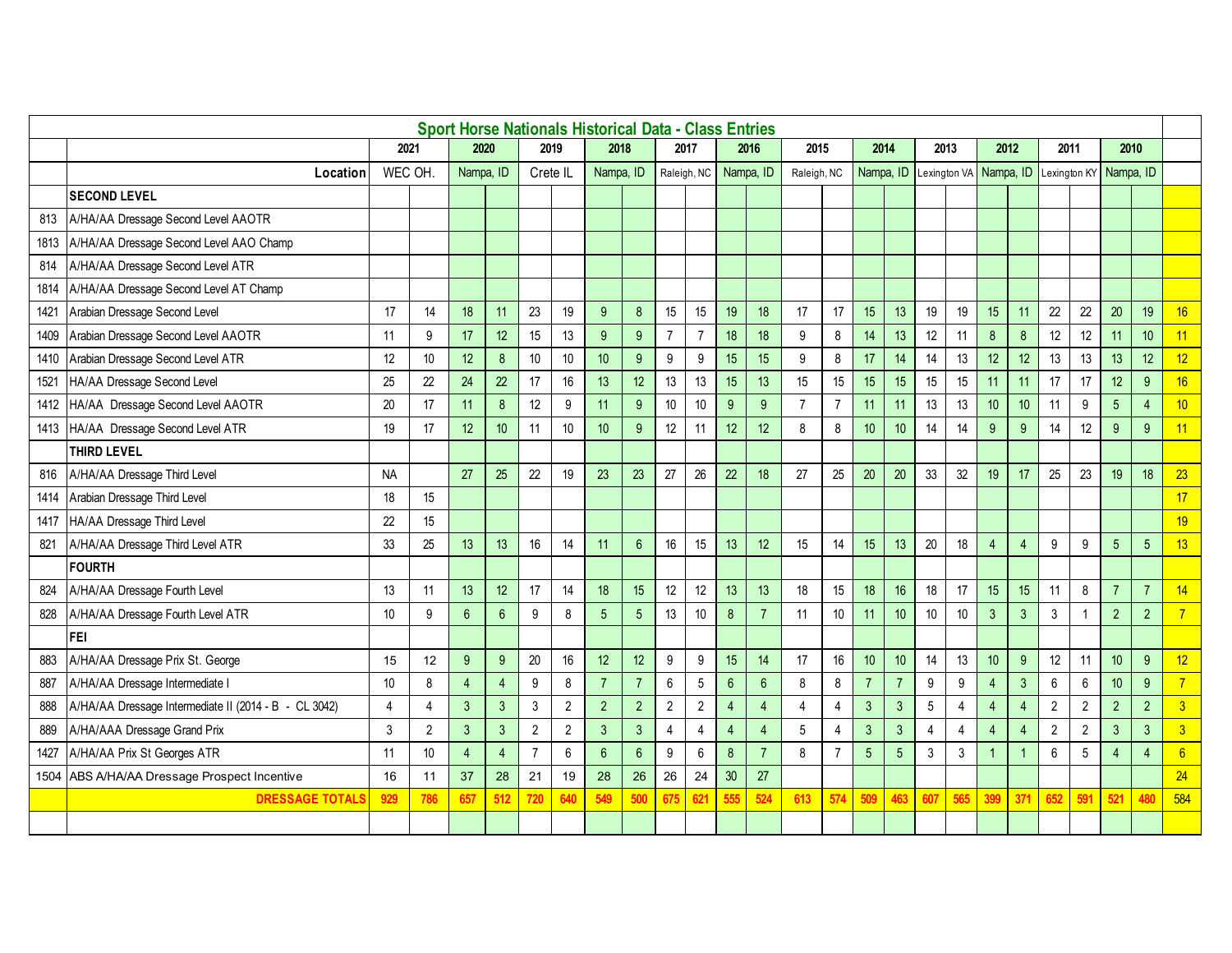## Sport Horse Nationals Historical Data - Class Entries

| | | 2021 | | 2020 | | 2019 | | 2018 | | 2017 | | 2016 | | 2015 | | 2014 | | 2013 | | 2012 | | 2011 | | 2010 | | |
|---|---|---|---|---|---|---|---|---|---|---|---|---|---|---|---|---|---|---|---|---|---|---|---|---|---|---|
| | **Location** | WEC OH. | | Nampa, ID | | Crete IL | | Nampa, ID | | Raleigh, NC | | Nampa, ID | | Raleigh, NC | | Nampa, ID | | Lexington VA | | Nampa, ID | | Lexington KY | | Nampa, ID | | |
| | **SECOND LEVEL** | | | | | | | | | | | | | | | | | | | | | | | | | |
| 813 | A/HA/AA Dressage Second Level AAOTR | | | | | | | | | | | | | | | | | | | | | | | | | |
| 1813 | A/HA/AA Dressage Second Level AAO Champ | | | | | | | | | | | | | | | | | | | | | | | | | |
| 814 | A/HA/AA Dressage Second Level ATR | | | | | | | | | | | | | | | | | | | | | | | | | |
| 1814 | A/HA/AA Dressage Second Level AT Champ | | | | | | | | | | | | | | | | | | | | | | | | | |
| 1421 | Arabian Dressage Second Level | 17 | 14 | 18 | 11 | 23 | 19 | 9 | 8 | 15 | 15 | 19 | 18 | 17 | 17 | 15 | 13 | 19 | 19 | 15 | 11 | 22 | 22 | 20 | 19 | 16 |
| 1409 | Arabian Dressage Second Level AAOTR | 11 | 9 | 17 | 12 | 15 | 13 | 9 | 9 | 7 | 7 | 18 | 18 | 9 | 8 | 14 | 13 | 12 | 11 | 8 | 8 | 12 | 12 | 11 | 10 | 11 |
| 1410 | Arabian Dressage Second Level ATR | 12 | 10 | 12 | 8 | 10 | 10 | 10 | 9 | 9 | 9 | 15 | 15 | 9 | 8 | 17 | 14 | 14 | 13 | 12 | 12 | 13 | 13 | 13 | 12 | 12 |
| 1521 | HA/AA Dressage Second Level | 25 | 22 | 24 | 22 | 17 | 16 | 13 | 12 | 13 | 13 | 15 | 13 | 15 | 15 | 15 | 15 | 15 | 15 | 11 | 11 | 17 | 17 | 12 | 9 | 16 |
| 1412 | HA/AA Dressage Second Level AAOTR | 20 | 17 | 11 | 8 | 12 | 9 | 11 | 9 | 10 | 10 | 9 | 9 | 7 | 7 | 11 | 11 | 13 | 13 | 10 | 10 | 11 | 9 | 5 | 4 | 10 |
| 1413 | HA/AA Dressage Second Level ATR | 19 | 17 | 12 | 10 | 11 | 10 | 10 | 9 | 12 | 11 | 12 | 12 | 8 | 8 | 10 | 10 | 14 | 14 | 9 | 9 | 14 | 12 | 9 | 9 | 11 |
| | **THIRD LEVEL** | | | | | | | | | | | | | | | | | | | | | | | | | |
| 816 | A/HA/AA Dressage Third Level | NA | | 27 | 25 | 22 | 19 | 23 | 23 | 27 | 26 | 22 | 18 | 27 | 25 | 20 | 20 | 33 | 32 | 19 | 17 | 25 | 23 | 19 | 18 | 23 |
| 1414 | Arabian Dressage Third Level | 18 | 15 | | | | | | | | | | | | | | | | | | | | | | | 17 |
| 1417 | HA/AA Dressage Third Level | 22 | 15 | | | | | | | | | | | | | | | | | | | | | | | 19 |
| 821 | A/HA/AA Dressage Third Level ATR | 33 | 25 | 13 | 13 | 16 | 14 | 11 | 6 | 16 | 15 | 13 | 12 | 15 | 14 | 15 | 13 | 20 | 18 | 4 | 4 | 9 | 9 | 5 | 5 | 13 |
| | **FOURTH** | | | | | | | | | | | | | | | | | | | | | | | | | |
| 824 | A/HA/AA Dressage Fourth Level | 13 | 11 | 13 | 12 | 17 | 14 | 18 | 15 | 12 | 12 | 13 | 13 | 18 | 15 | 18 | 16 | 18 | 17 | 15 | 15 | 11 | 8 | 7 | 7 | 14 |
| 828 | A/HA/AA Dressage Fourth Level ATR | 10 | 9 | 6 | 6 | 9 | 8 | 5 | 5 | 13 | 10 | 8 | 7 | 11 | 10 | 11 | 10 | 10 | 10 | 3 | 3 | 3 | 1 | 2 | 2 | 7 |
| | **FEI** | | | | | | | | | | | | | | | | | | | | | | | | | |
| 883 | A/HA/AA Dressage Prix St. George | 15 | 12 | 9 | 9 | 20 | 16 | 12 | 12 | 9 | 9 | 15 | 14 | 17 | 16 | 10 | 10 | 14 | 13 | 10 | 9 | 12 | 11 | 10 | 9 | 12 |
| 887 | A/HA/AA Dressage Intermediate I | 10 | 8 | 4 | 4 | 9 | 8 | 7 | 7 | 6 | 5 | 6 | 6 | 8 | 8 | 7 | 7 | 9 | 9 | 4 | 3 | 6 | 6 | 10 | 9 | 7 |
| 888 | A/HA/AA Dressage Intermediate II (2014 - B - CL 3042) | 4 | 4 | 3 | 3 | 3 | 2 | 2 | 2 | 2 | 2 | 4 | 4 | 4 | 4 | 3 | 3 | 5 | 4 | 4 | 4 | 2 | 2 | 2 | 2 | 3 |
| 889 | A/HA/AAA Dressage Grand Prix | 3 | 2 | 3 | 3 | 2 | 2 | 3 | 3 | 4 | 4 | 4 | 4 | 5 | 4 | 3 | 3 | 4 | 4 | 4 | 4 | 2 | 2 | 3 | 3 | 3 |
| 1427 | A/HA/AA Prix St Georges ATR | 11 | 10 | 4 | 4 | 7 | 6 | 6 | 6 | 9 | 6 | 8 | 7 | 8 | 7 | 5 | 5 | 3 | 3 | 1 | 1 | 6 | 5 | 4 | 4 | 6 |
| 1504 | ABS A/HA/AA Dressage Prospect Incentive | 16 | 11 | 37 | 28 | 21 | 19 | 28 | 26 | 26 | 24 | 30 | 27 | | | | | | | | | | | | | 24 |
| | **DRESSAGE TOTALS** | 929 | 786 | 657 | 512 | 720 | 640 | 549 | 500 | 675 | 621 | 555 | 524 | 613 | 574 | 509 | 463 | 607 | 565 | 399 | 371 | 652 | 591 | 521 | 480 | 584 |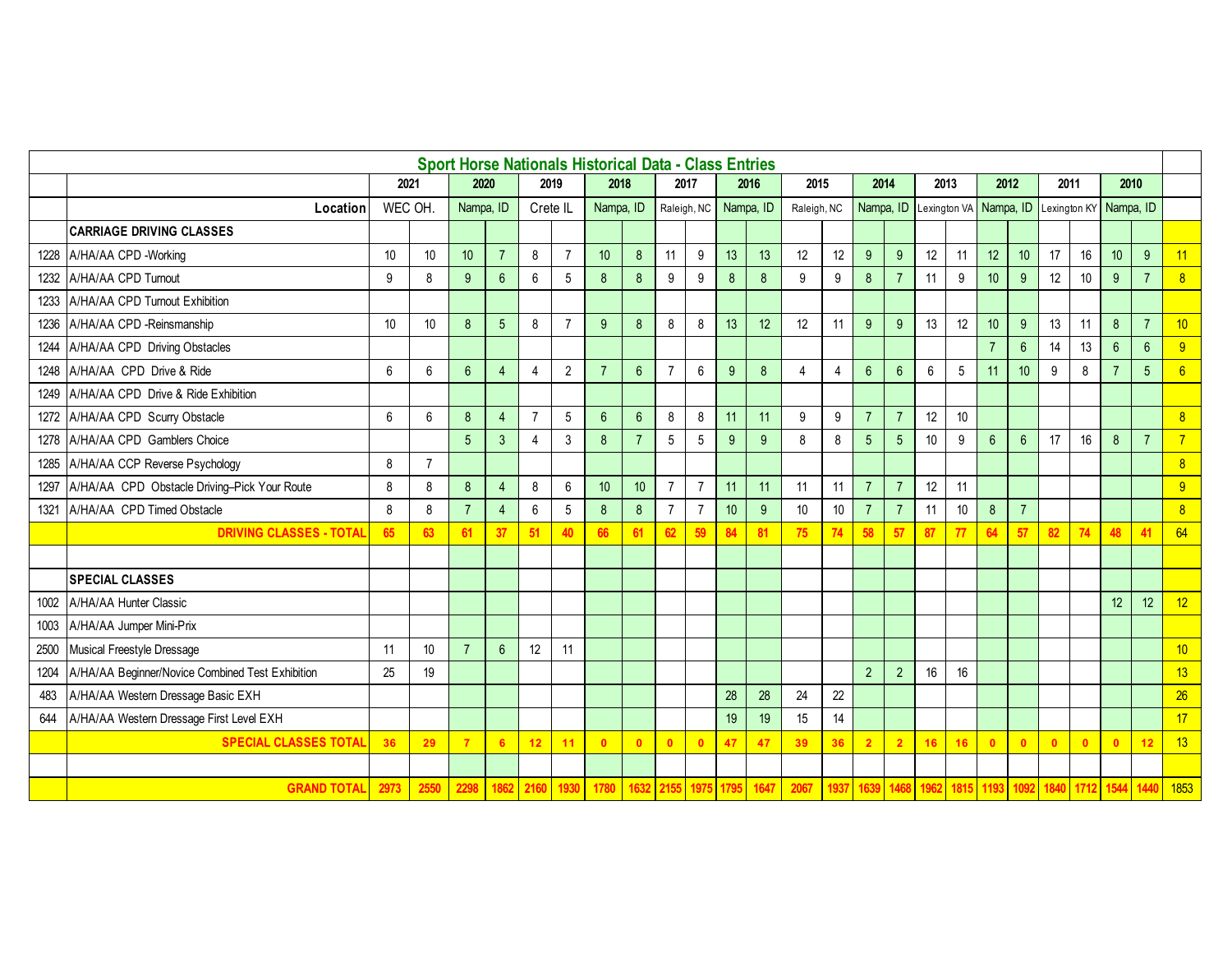| | Sport Horse Nationals Historical Data - Class Entries | | | | | | | | | | | | | | | | | | | | | | | | | | |
|---|---|---|---|---|---|---|---|---|---|---|---|---|---|---|---|---|---|---|---|---|---|---|---|---|---|---|---|
| | | 2021 | | 2020 | | 2019 | | 2018 | | 2017 | | 2016 | | 2015 | | 2014 | | 2013 | | 2012 | | 2011 | | 2010 | | |
| | **Location** | WEC OH. | | Nampa, ID | | Crete IL | | Nampa, ID | | Raleigh, NC | | Nampa, ID | | Raleigh, NC | | Nampa, ID | | Lexington VA | | Nampa, ID | | Lexington KY | | Nampa, ID | | |
| | **CARRIAGE DRIVING CLASSES** | | | | | | | | | | | | | | | | | | | | | | | | | | |
| 1228 | A/HA/AA CPD -Working | 10 | 10 | 10 | 7 | 8 | 7 | 10 | 8 | 11 | 9 | 13 | 13 | 12 | 12 | 9 | 9 | 12 | 11 | 12 | 10 | 17 | 16 | 10 | 9 | 11 |
| 1232 | A/HA/AA CPD Turnout | 9 | 8 | 9 | 6 | 6 | 5 | 8 | 8 | 9 | 9 | 8 | 8 | 9 | 9 | 8 | 7 | 11 | 9 | 10 | 9 | 12 | 10 | 9 | 7 | 8 |
| 1233 | A/HA/AA CPD Turnout Exhibition | | | | | | | | | | | | | | | | | | | | | | | | | |
| 1236 | A/HA/AA CPD -Reinsmanship | 10 | 10 | 8 | 5 | 8 | 7 | 9 | 8 | 8 | 8 | 13 | 12 | 12 | 11 | 9 | 9 | 13 | 12 | 10 | 9 | 13 | 11 | 8 | 7 | 10 |
| 1244 | A/HA/AA CPD Driving Obstacles | | | | | | | | | | | | | | | | | | | 7 | 6 | 14 | 13 | 6 | 6 | 9 |
| 1248 | A/HA/AA CPD Drive & Ride | 6 | 6 | 6 | 4 | 4 | 2 | 7 | 6 | 7 | 6 | 9 | 8 | 4 | 4 | 6 | 6 | 6 | 5 | 11 | 10 | 9 | 8 | 7 | 5 | 6 |
| 1249 | A/HA/AA CPD Drive & Ride Exhibition | | | | | | | | | | | | | | | | | | | | | | | | | |
| 1272 | A/HA/AA CPD Scurry Obstacle | 6 | 6 | 8 | 4 | 7 | 5 | 6 | 6 | 8 | 8 | 11 | 11 | 9 | 9 | 7 | 7 | 12 | 10 | | | | | | | 8 |
| 1278 | A/HA/AA CPD Gamblers Choice | | | 5 | 3 | 4 | 3 | 8 | 7 | 5 | 5 | 9 | 9 | 8 | 8 | 5 | 5 | 10 | 9 | 6 | 6 | 17 | 16 | 8 | 7 | 7 |
| 1285 | A/HA/AA CCP Reverse Psychology | 8 | 7 | | | | | | | | | | | | | | | | | | | | | | | 8 |
| 1297 | A/HA/AA CPD Obstacle Driving–Pick Your Route | 8 | 8 | 8 | 4 | 8 | 6 | 10 | 10 | 7 | 7 | 11 | 11 | 11 | 11 | 7 | 7 | 12 | 11 | | | | | | | 9 |
| 1321 | A/HA/AA CPD Timed Obstacle | 8 | 8 | 7 | 4 | 6 | 5 | 8 | 8 | 7 | 7 | 10 | 9 | 10 | 10 | 7 | 7 | 11 | 10 | 8 | 7 | | | | | 8 |
| | **DRIVING CLASSES - TOTAL** | 65 | 63 | 61 | 37 | 51 | 40 | 66 | 61 | 62 | 59 | 84 | 81 | 75 | 74 | 58 | 57 | 87 | 77 | 64 | 57 | 82 | 74 | 48 | 41 | 64 |
| | | | | | | | | | | | | | | | | | | | | | | | | | | |
| | **SPECIAL CLASSES** | | | | | | | | | | | | | | | | | | | | | | | | | |
| 1002 | A/HA/AA Hunter Classic | | | | | | | | | | | | | | | | | | | | | | | 12 | 12 | 12 |
| 1003 | A/HA/AA Jumper Mini-Prix | | | | | | | | | | | | | | | | | | | | | | | | | |
| 2500 | Musical Freestyle Dressage | 11 | 10 | 7 | 6 | 12 | 11 | | | | | | | | | | | | | | | | | | | 10 |
| 1204 | A/HA/AA Beginner/Novice Combined Test Exhibition | 25 | 19 | | | | | | | | | | | | | 2 | 2 | 16 | 16 | | | | | | | 13 |
| 483 | A/HA/AA Western Dressage Basic EXH | | | | | | | | | | | 28 | 28 | 24 | 22 | | | | | | | | | | | 26 |
| 644 | A/HA/AA Western Dressage First Level EXH | | | | | | | | | | | 19 | 19 | 15 | 14 | | | | | | | | | | | 17 |
| | **SPECIAL CLASSES TOTAL** | 36 | 29 | 7 | 6 | 12 | 11 | 0 | 0 | 0 | 0 | 47 | 47 | 39 | 36 | 2 | 2 | 16 | 16 | 0 | 0 | 0 | 0 | 0 | 12 | 13 |
| | | | | | | | | | | | | | | | | | | | | | | | | | | |
| | **GRAND TOTAL** | 2973 | 2550 | 2298 | 1862 | 2160 | 1930 | 1780 | 1632 | 2155 | 1975 | 1795 | 1647 | 2067 | 1937 | 1639 | 1468 | 1962 | 1815 | 1193 | 1092 | 1840 | 1712 | 1544 | 1440 | 1853 |